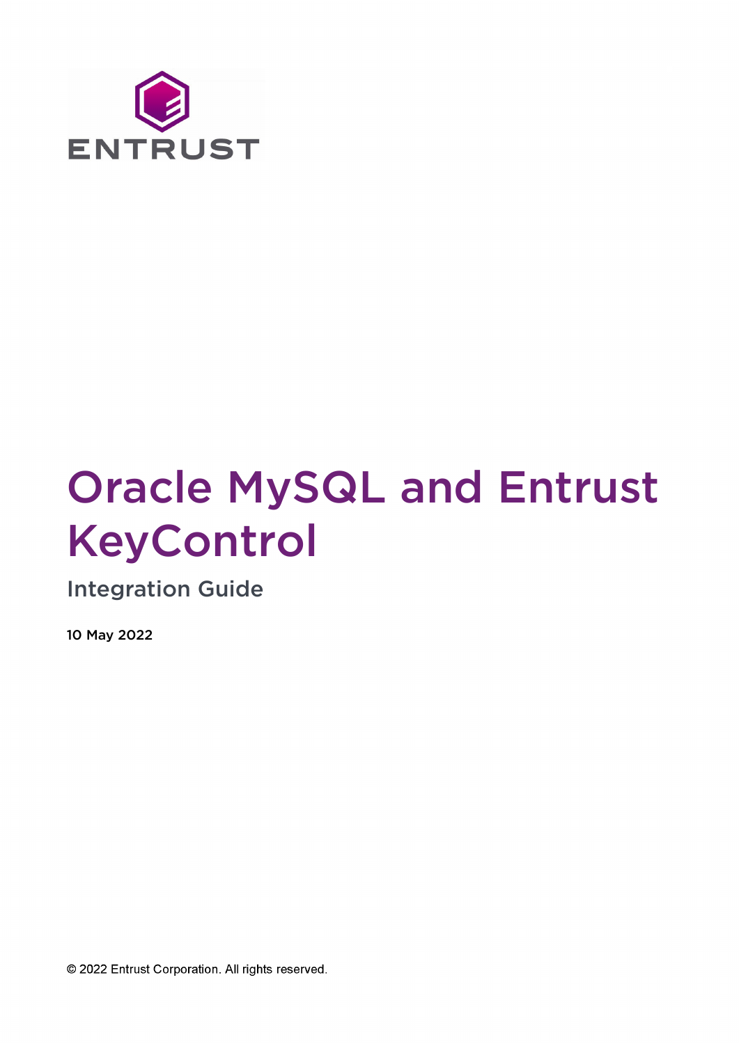# Oracle MySQL and Entrust KeyControl

## Integration Guide

10 May 2022

© 2022 Entrust Corporation. All rights reserved.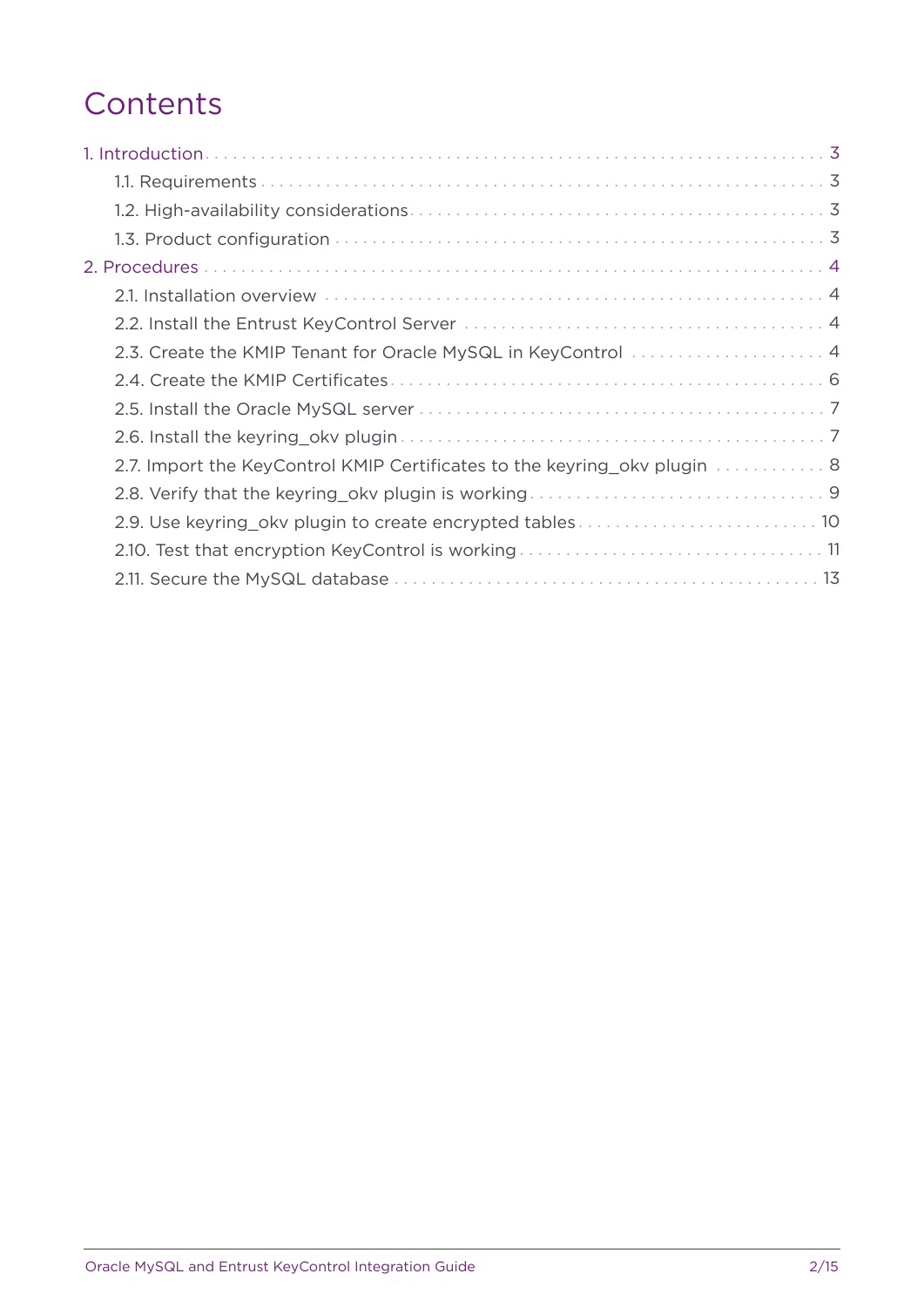# Contents

1. Introduction . . . 3
   - 1.1. Requirements . . . 3
   - 1.2. High-availability considerations . . . 3
   - 1.3. Product configuration . . . 3
2. Procedures . . . 4
   - 2.1. Installation overview . . . 4
   - 2.2. Install the Entrust KeyControl Server . . . 4
   - 2.3. Create the KMIP Tenant for Oracle MySQL in KeyControl . . . 4
   - 2.4. Create the KMIP Certificates . . . 6
   - 2.5. Install the Oracle MySQL server . . . 7
   - 2.6. Install the keyring_okv plugin . . . 7
   - 2.7. Import the KeyControl KMIP Certificates to the keyring_okv plugin . . . 8
   - 2.8. Verify that the keyring_okv plugin is working . . . 9
   - 2.9. Use keyring_okv plugin to create encrypted tables . . . 10
   - 2.10. Test that encryption KeyControl is working . . . 11
   - 2.11. Secure the MySQL database . . . 13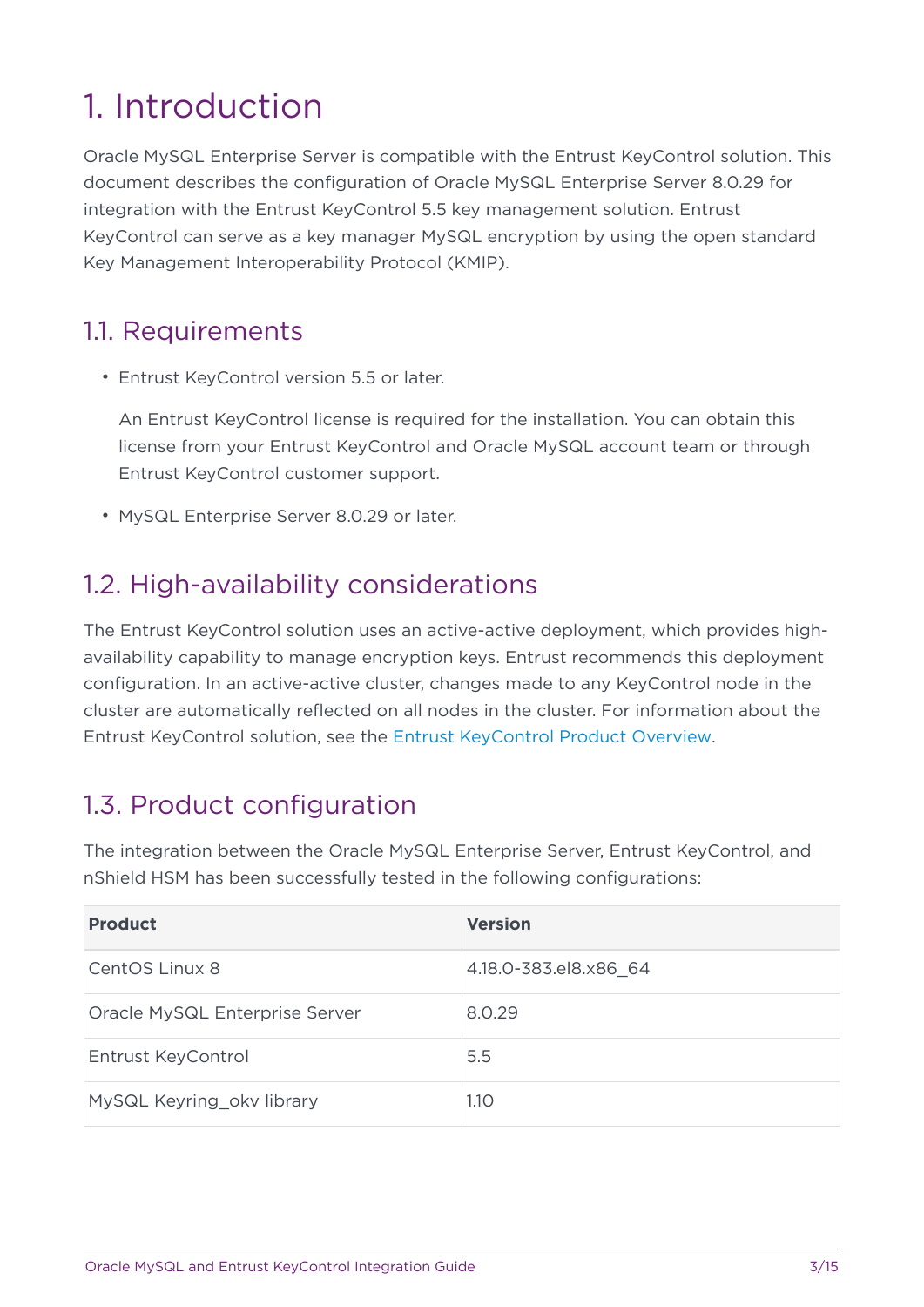# 1. Introduction

Oracle MySQL Enterprise Server is compatible with the Entrust KeyControl solution. This document describes the configuration of Oracle MySQL Enterprise Server 8.0.29 for integration with the Entrust KeyControl 5.5 key management solution. Entrust KeyControl can serve as a key manager MySQL encryption by using the open standard Key Management Interoperability Protocol (KMIP).

## 1.1. Requirements

- Entrust KeyControl version 5.5 or later.

  An Entrust KeyControl license is required for the installation. You can obtain this license from your Entrust KeyControl and Oracle MySQL account team or through Entrust KeyControl customer support.

- MySQL Enterprise Server 8.0.29 or later.

## 1.2. High-availability considerations

The Entrust KeyControl solution uses an active-active deployment, which provides high-availability capability to manage encryption keys. Entrust recommends this deployment configuration. In an active-active cluster, changes made to any KeyControl node in the cluster are automatically reflected on all nodes in the cluster. For information about the Entrust KeyControl solution, see the Entrust KeyControl Product Overview.

## 1.3. Product configuration

The integration between the Oracle MySQL Enterprise Server, Entrust KeyControl, and nShield HSM has been successfully tested in the following configurations:

| Product | Version |
| --- | --- |
| CentOS Linux 8 | 4.18.0-383.el8.x86_64 |
| Oracle MySQL Enterprise Server | 8.0.29 |
| Entrust KeyControl | 5.5 |
| MySQL Keyring_okv library | 1.10 |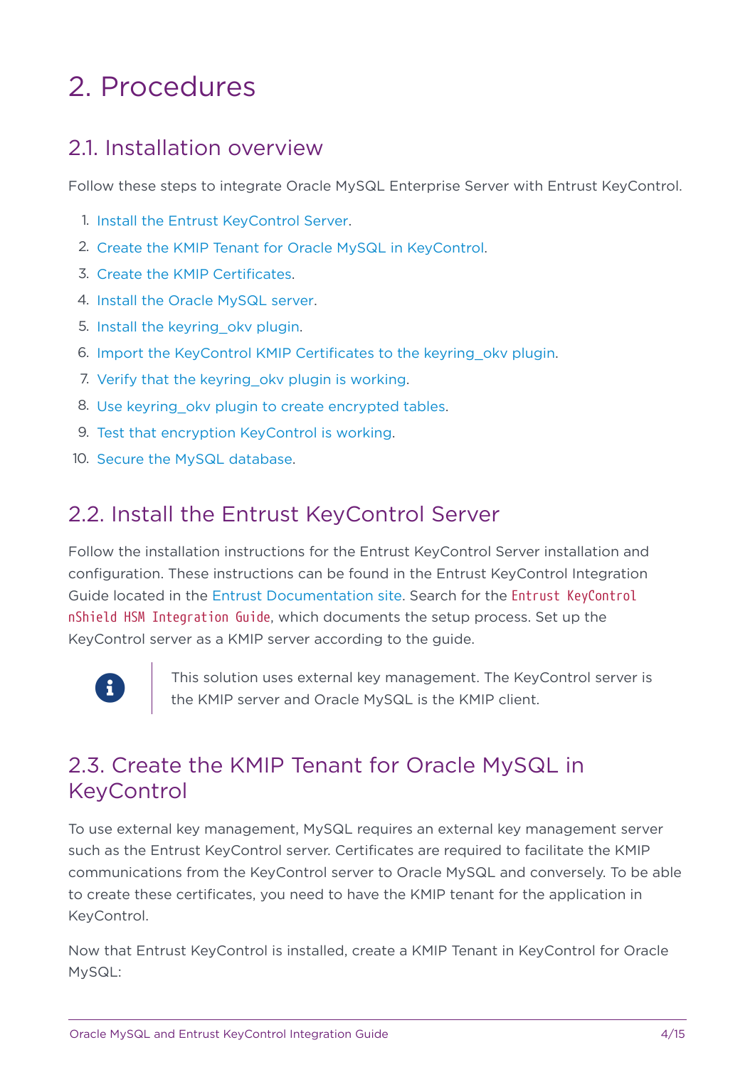# 2. Procedures

## 2.1. Installation overview

Follow these steps to integrate Oracle MySQL Enterprise Server with Entrust KeyControl.

1. Install the Entrust KeyControl Server.
2. Create the KMIP Tenant for Oracle MySQL in KeyControl.
3. Create the KMIP Certificates.
4. Install the Oracle MySQL server.
5. Install the keyring_okv plugin.
6. Import the KeyControl KMIP Certificates to the keyring_okv plugin.
7. Verify that the keyring_okv plugin is working.
8. Use keyring_okv plugin to create encrypted tables.
9. Test that encryption KeyControl is working.
10. Secure the MySQL database.

## 2.2. Install the Entrust KeyControl Server

Follow the installation instructions for the Entrust KeyControl Server installation and configuration. These instructions can be found in the Entrust KeyControl Integration Guide located in the Entrust Documentation site. Search for the `Entrust KeyControl nShield HSM Integration Guide`, which documents the setup process. Set up the KeyControl server as a KMIP server according to the guide.

> This solution uses external key management. The KeyControl server is the KMIP server and Oracle MySQL is the KMIP client.

## 2.3. Create the KMIP Tenant for Oracle MySQL in KeyControl

To use external key management, MySQL requires an external key management server such as the Entrust KeyControl server. Certificates are required to facilitate the KMIP communications from the KeyControl server to Oracle MySQL and conversely. To be able to create these certificates, you need to have the KMIP tenant for the application in KeyControl.

Now that Entrust KeyControl is installed, create a KMIP Tenant in KeyControl for Oracle MySQL: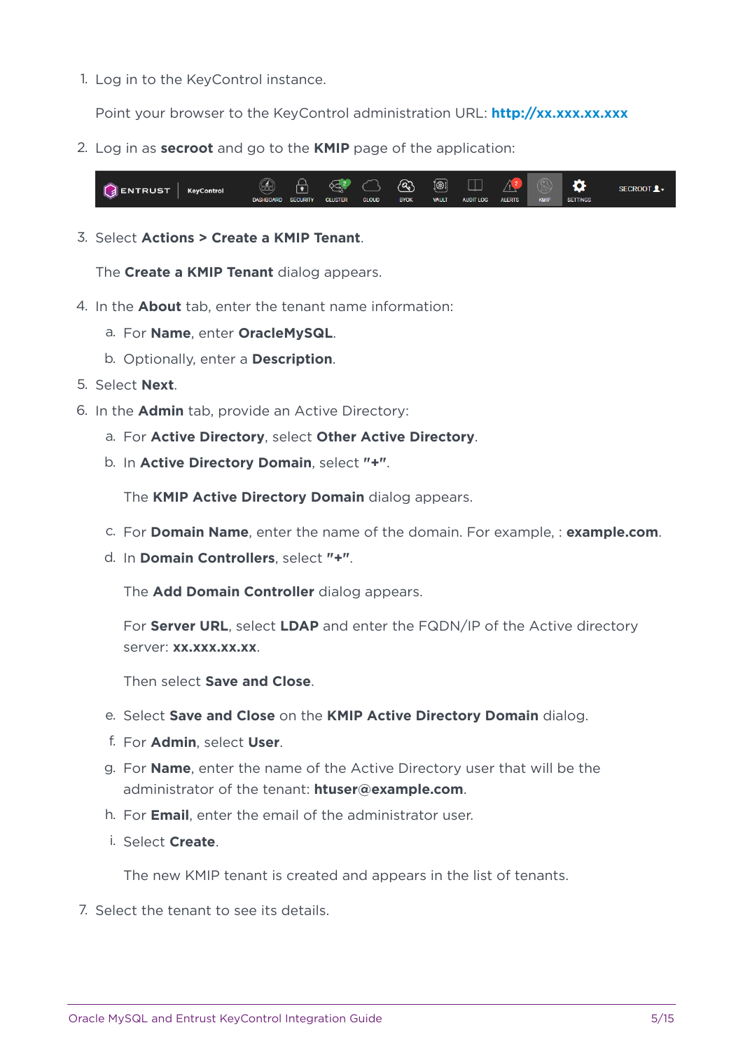1. Log in to the KeyControl instance.

   Point your browser to the KeyControl administration URL: **http://xx.xxx.xx.xxx**

2. Log in as **secroot** and go to the **KMIP** page of the application:

3. Select **Actions > Create a KMIP Tenant**.

   The **Create a KMIP Tenant** dialog appears.

4. In the **About** tab, enter the tenant name information:

   a. For **Name**, enter **OracleMySQL**.

   b. Optionally, enter a **Description**.

5. Select **Next**.

6. In the **Admin** tab, provide an Active Directory:

   a. For **Active Directory**, select **Other Active Directory**.

   b. In **Active Directory Domain**, select **"+"**.

      The **KMIP Active Directory Domain** dialog appears.

   c. For **Domain Name**, enter the name of the domain. For example, : **example.com**.

   d. In **Domain Controllers**, select **"+"**.

      The **Add Domain Controller** dialog appears.

      For **Server URL**, select **LDAP** and enter the FQDN/IP of the Active directory server: **xx.xxx.xx.xx**.

      Then select **Save and Close**.

   e. Select **Save and Close** on the **KMIP Active Directory Domain** dialog.

   f. For **Admin**, select **User**.

   g. For **Name**, enter the name of the Active Directory user that will be the administrator of the tenant: **htuser@example.com**.

   h. For **Email**, enter the email of the administrator user.

   i. Select **Create**.

      The new KMIP tenant is created and appears in the list of tenants.

7. Select the tenant to see its details.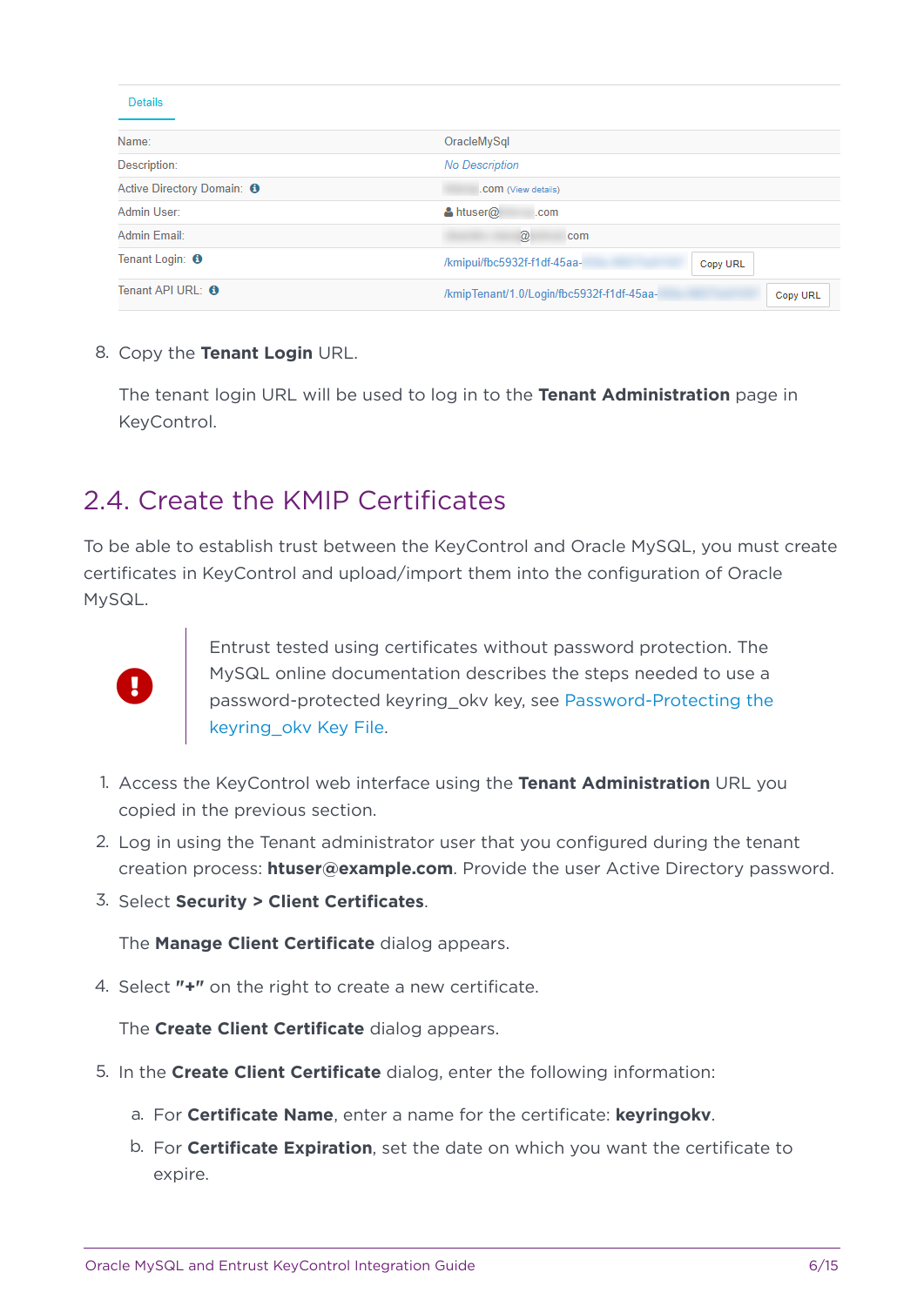Details

| Name: | OracleMySql |
| --- | --- |
| Description: | No Description |
| Active Directory Domain: | .com (View details) |
| Admin User: | htuser@ .com |
| Admin Email: | @ com |
| Tenant Login: | /kmipui/fbc5932f-f1df-45aa- Copy URL |
| Tenant API URL: | /kmipTenant/1.0/Login/fbc5932f-f1df-45aa- Copy URL |

8. Copy the **Tenant Login** URL.

   The tenant login URL will be used to log in to the **Tenant Administration** page in KeyControl.

## 2.4. Create the KMIP Certificates

To be able to establish trust between the KeyControl and Oracle MySQL, you must create certificates in KeyControl and upload/import them into the configuration of Oracle MySQL.

> Entrust tested using certificates without password protection. The MySQL online documentation describes the steps needed to use a password-protected keyring_okv key, see Password-Protecting the keyring_okv Key File.

1. Access the KeyControl web interface using the **Tenant Administration** URL you copied in the previous section.
2. Log in using the Tenant administrator user that you configured during the tenant creation process: **htuser@example.com**. Provide the user Active Directory password.
3. Select **Security > Client Certificates**.

   The **Manage Client Certificate** dialog appears.

4. Select **"+"** on the right to create a new certificate.

   The **Create Client Certificate** dialog appears.

5. In the **Create Client Certificate** dialog, enter the following information:

   a. For **Certificate Name**, enter a name for the certificate: **keyringokv**.

   b. For **Certificate Expiration**, set the date on which you want the certificate to expire.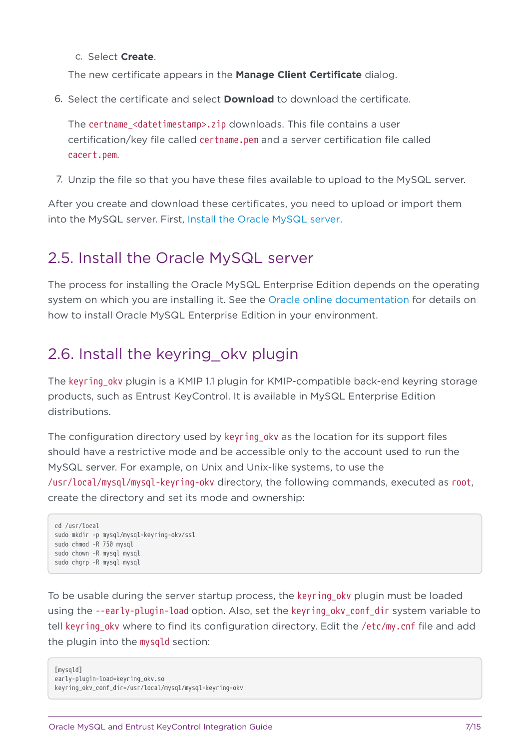c. Select **Create**.

The new certificate appears in the **Manage Client Certificate** dialog.

6. Select the certificate and select **Download** to download the certificate.

   The `certname_<datetimestamp>.zip` downloads. This file contains a user certification/key file called `certname.pem` and a server certification file called `cacert.pem`.

7. Unzip the file so that you have these files available to upload to the MySQL server.

After you create and download these certificates, you need to upload or import them into the MySQL server. First, Install the Oracle MySQL server.

## 2.5. Install the Oracle MySQL server

The process for installing the Oracle MySQL Enterprise Edition depends on the operating system on which you are installing it. See the Oracle online documentation for details on how to install Oracle MySQL Enterprise Edition in your environment.

## 2.6. Install the keyring_okv plugin

The `keyring_okv` plugin is a KMIP 1.1 plugin for KMIP-compatible back-end keyring storage products, such as Entrust KeyControl. It is available in MySQL Enterprise Edition distributions.

The configuration directory used by `keyring_okv` as the location for its support files should have a restrictive mode and be accessible only to the account used to run the MySQL server. For example, on Unix and Unix-like systems, to use the `/usr/local/mysql/mysql-keyring-okv` directory, the following commands, executed as `root`, create the directory and set its mode and ownership:

```
cd /usr/local
sudo mkdir -p mysql/mysql-keyring-okv/ssl
sudo chmod -R 750 mysql
sudo chown -R mysql mysql
sudo chgrp -R mysql mysql
```

To be usable during the server startup process, the `keyring_okv` plugin must be loaded using the `--early-plugin-load` option. Also, set the `keyring_okv_conf_dir` system variable to tell `keyring_okv` where to find its configuration directory. Edit the `/etc/my.cnf` file and add the plugin into the `mysqld` section:

```
[mysqld]
early-plugin-load=keyring_okv.so
keyring_okv_conf_dir=/usr/local/mysql/mysql-keyring-okv
```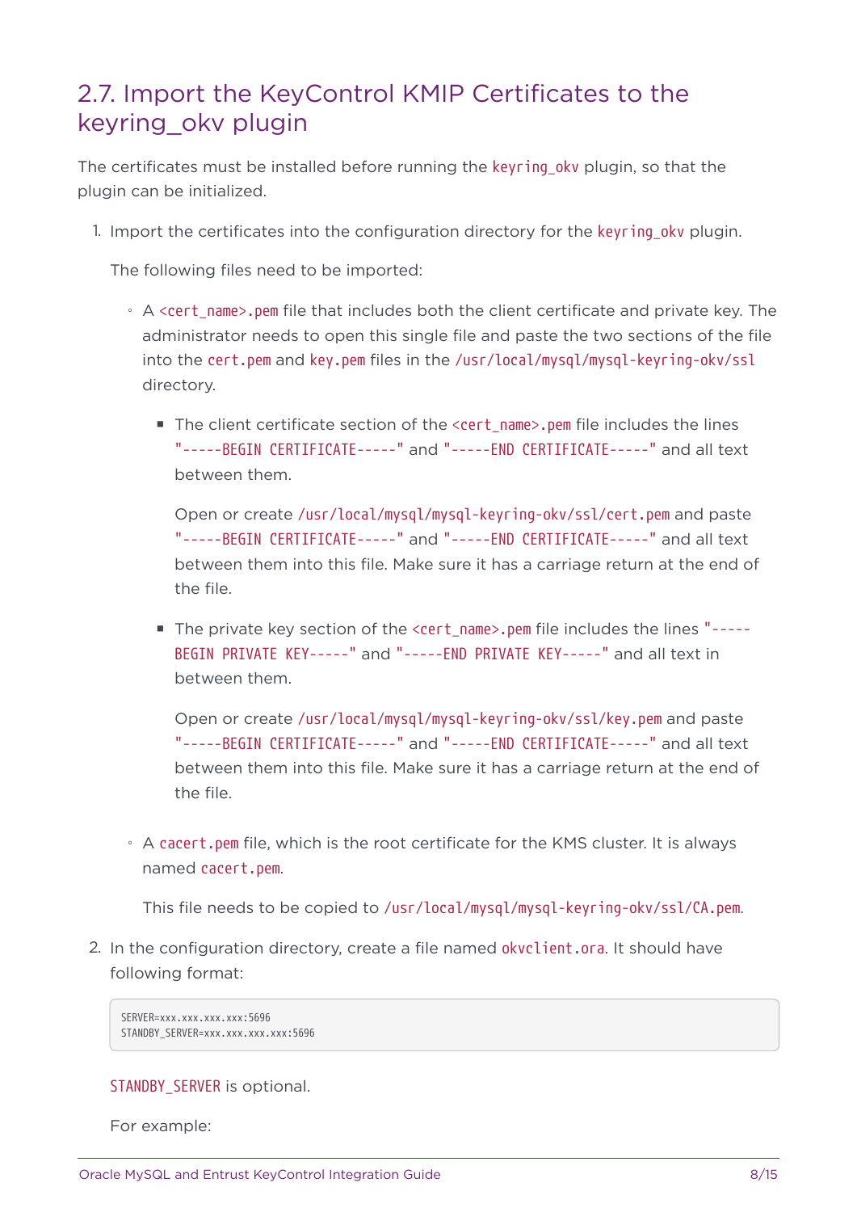## 2.7. Import the KeyControl KMIP Certificates to the keyring_okv plugin

The certificates must be installed before running the `keyring_okv` plugin, so that the plugin can be initialized.

1. Import the certificates into the configuration directory for the `keyring_okv` plugin.

   The following files need to be imported:

   - A `<cert_name>.pem` file that includes both the client certificate and private key. The administrator needs to open this single file and paste the two sections of the file into the `cert.pem` and `key.pem` files in the `/usr/local/mysql/mysql-keyring-okv/ssl` directory.

     - The client certificate section of the `<cert_name>.pem` file includes the lines `"-----BEGIN CERTIFICATE-----"` and `"-----END CERTIFICATE-----"` and all text between them.

       Open or create `/usr/local/mysql/mysql-keyring-okv/ssl/cert.pem` and paste `"-----BEGIN CERTIFICATE-----"` and `"-----END CERTIFICATE-----"` and all text between them into this file. Make sure it has a carriage return at the end of the file.

     - The private key section of the `<cert_name>.pem` file includes the lines `"-----BEGIN PRIVATE KEY-----"` and `"-----END PRIVATE KEY-----"` and all text in between them.

       Open or create `/usr/local/mysql/mysql-keyring-okv/ssl/key.pem` and paste `"-----BEGIN CERTIFICATE-----"` and `"-----END CERTIFICATE-----"` and all text between them into this file. Make sure it has a carriage return at the end of the file.

   - A `cacert.pem` file, which is the root certificate for the KMS cluster. It is always named `cacert.pem`.

     This file needs to be copied to `/usr/local/mysql/mysql-keyring-okv/ssl/CA.pem`.

2. In the configuration directory, create a file named `okvclient.ora`. It should have following format:

   ```
   SERVER=xxx.xxx.xxx.xxx:5696
   STANDBY_SERVER=xxx.xxx.xxx.xxx:5696
   ```

   `STANDBY_SERVER` is optional.

   For example: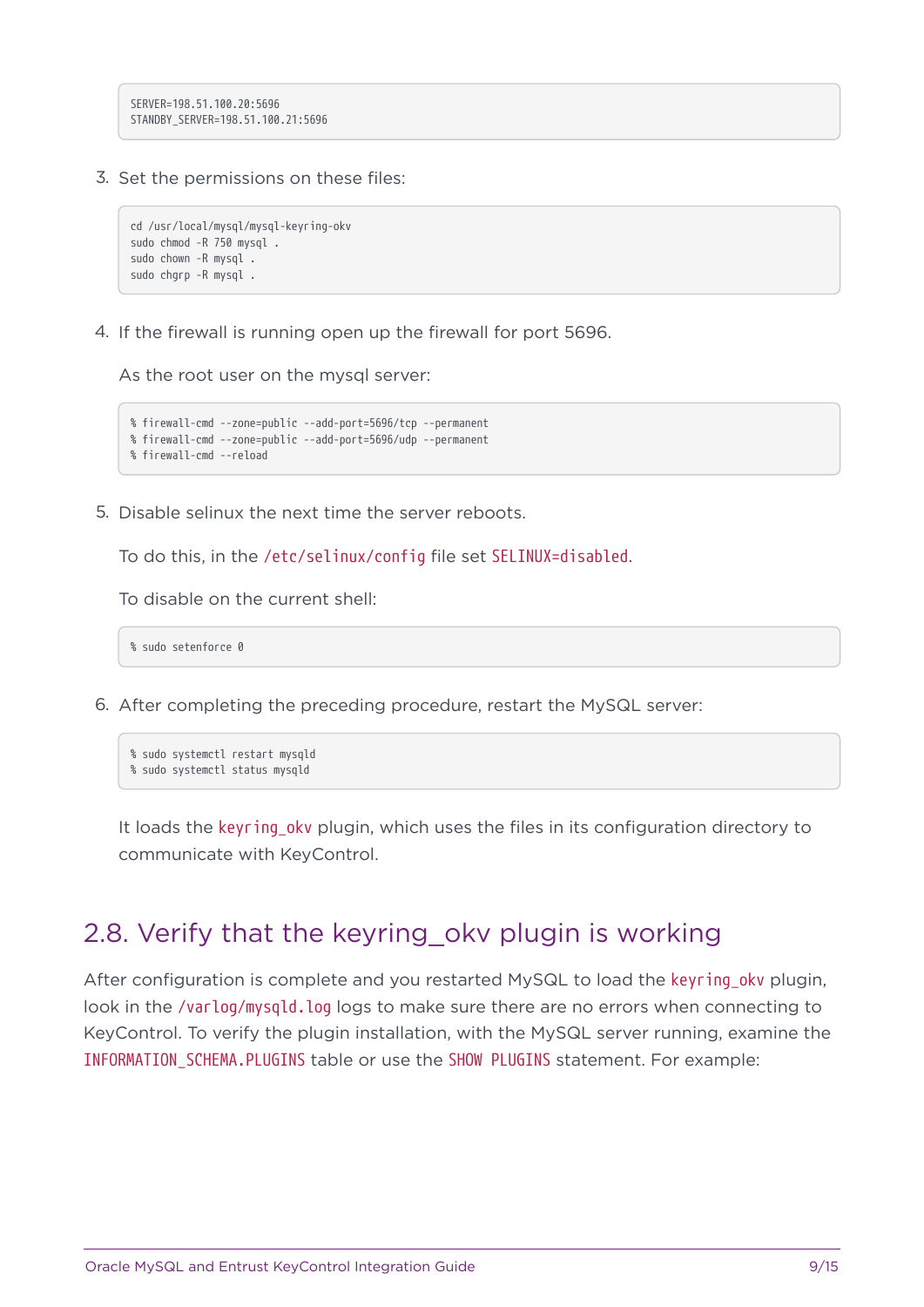```
SERVER=198.51.100.20:5696
STANDBY_SERVER=198.51.100.21:5696
```

3. Set the permissions on these files:

```
cd /usr/local/mysql/mysql-keyring-okv
sudo chmod -R 750 mysql .
sudo chown -R mysql .
sudo chgrp -R mysql .
```

4. If the firewall is running open up the firewall for port 5696.

   As the root user on the mysql server:

```
% firewall-cmd --zone=public --add-port=5696/tcp --permanent
% firewall-cmd --zone=public --add-port=5696/udp --permanent
% firewall-cmd --reload
```

5. Disable selinux the next time the server reboots.

   To do this, in the `/etc/selinux/config` file set `SELINUX=disabled`.

   To disable on the current shell:

```
% sudo setenforce 0
```

6. After completing the preceding procedure, restart the MySQL server:

```
% sudo systemctl restart mysqld
% sudo systemctl status mysqld
```

   It loads the `keyring_okv` plugin, which uses the files in its configuration directory to communicate with KeyControl.

## 2.8. Verify that the keyring_okv plugin is working

After configuration is complete and you restarted MySQL to load the `keyring_okv` plugin, look in the `/varlog/mysqld.log` logs to make sure there are no errors when connecting to KeyControl. To verify the plugin installation, with the MySQL server running, examine the `INFORMATION_SCHEMA.PLUGINS` table or use the `SHOW PLUGINS` statement. For example: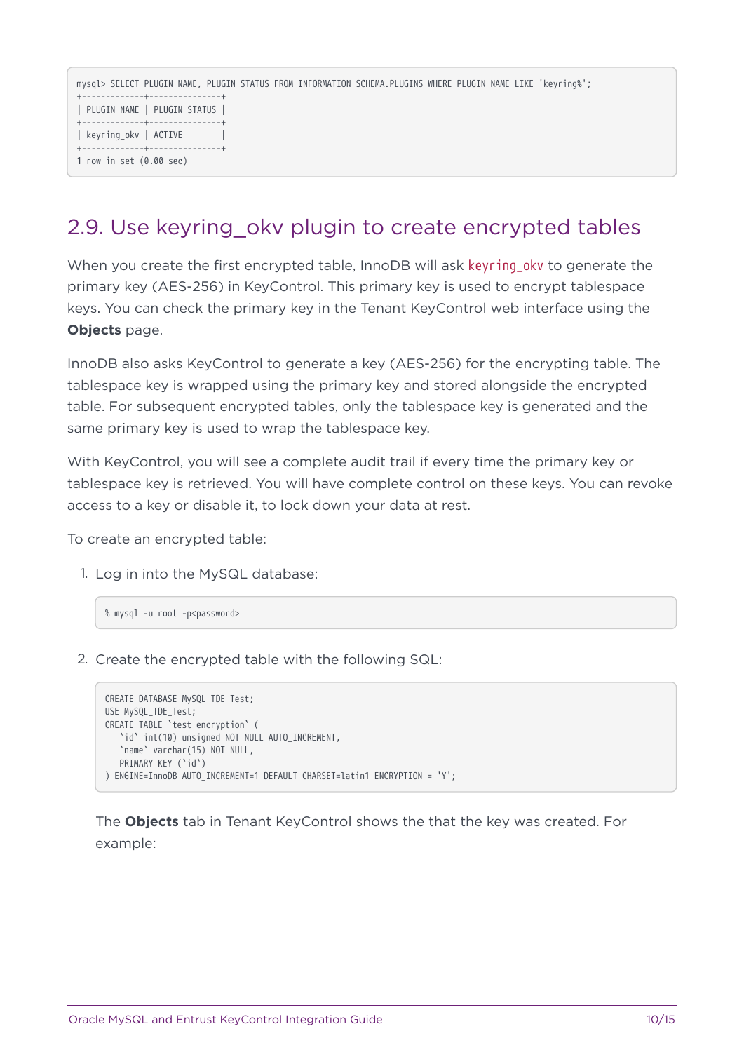```
mysql> SELECT PLUGIN_NAME, PLUGIN_STATUS FROM INFORMATION_SCHEMA.PLUGINS WHERE PLUGIN_NAME LIKE 'keyring%';
+-------------+---------------+
| PLUGIN_NAME | PLUGIN_STATUS |
+-------------+---------------+
| keyring_okv | ACTIVE        |
+-------------+---------------+
1 row in set (0.00 sec)
```

## 2.9. Use keyring_okv plugin to create encrypted tables

When you create the first encrypted table, InnoDB will ask `keyring_okv` to generate the primary key (AES-256) in KeyControl. This primary key is used to encrypt tablespace keys. You can check the primary key in the Tenant KeyControl web interface using the **Objects** page.

InnoDB also asks KeyControl to generate a key (AES-256) for the encrypting table. The tablespace key is wrapped using the primary key and stored alongside the encrypted table. For subsequent encrypted tables, only the tablespace key is generated and the same primary key is used to wrap the tablespace key.

With KeyControl, you will see a complete audit trail if every time the primary key or tablespace key is retrieved. You will have complete control on these keys. You can revoke access to a key or disable it, to lock down your data at rest.

To create an encrypted table:

1. Log in into the MySQL database:

   ```
   % mysql -u root -p<password>
   ```

2. Create the encrypted table with the following SQL:

   ```
   CREATE DATABASE MySQL_TDE_Test;
   USE MySQL_TDE_Test;
   CREATE TABLE `test_encryption` (
      `id` int(10) unsigned NOT NULL AUTO_INCREMENT,
      `name` varchar(15) NOT NULL,
      PRIMARY KEY (`id`)
   ) ENGINE=InnoDB AUTO_INCREMENT=1 DEFAULT CHARSET=latin1 ENCRYPTION = 'Y';
   ```

   The **Objects** tab in Tenant KeyControl shows the that the key was created. For example: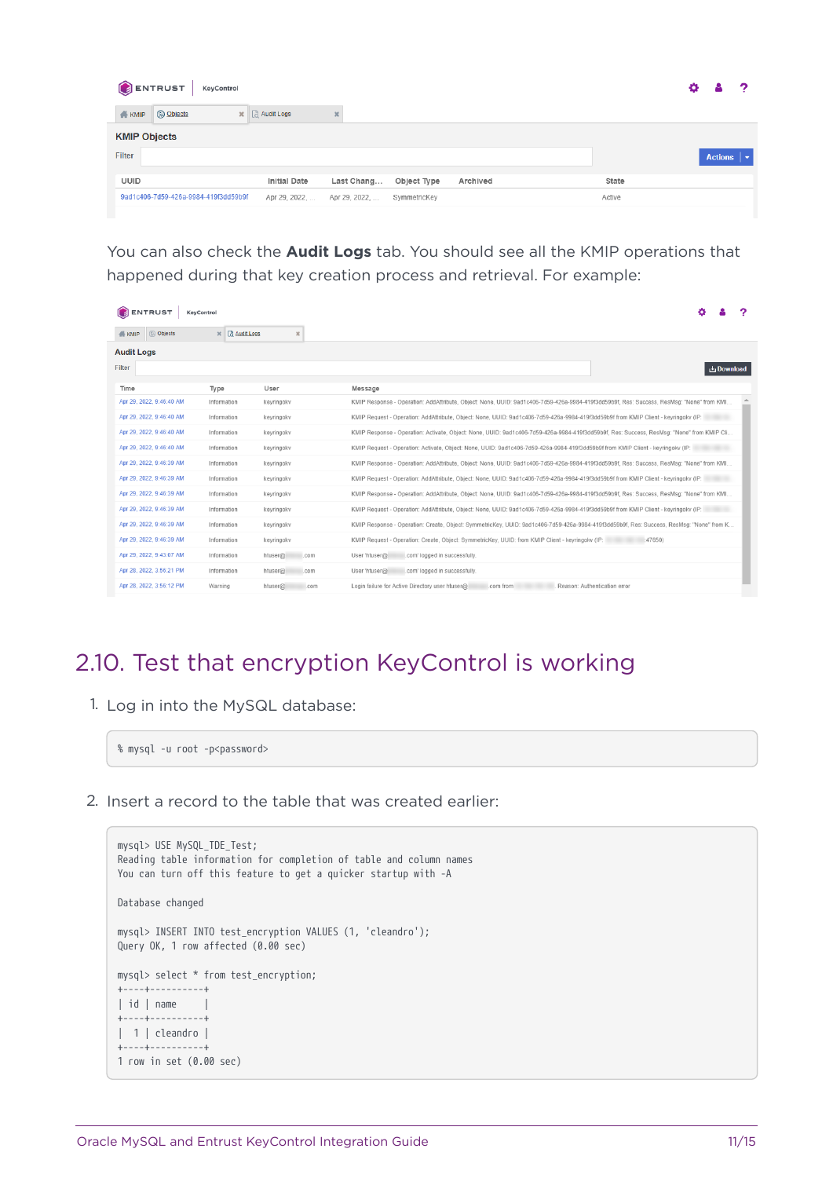You can also check the **Audit Logs** tab. You should see all the KMIP operations that happened during that key creation process and retrieval. For example:

## 2.10. Test that encryption KeyControl is working

1. Log in into the MySQL database:

```
% mysql -u root -p<password>
```

2. Insert a record to the table that was created earlier:

```
mysql> USE MySQL_TDE_Test;
Reading table information for completion of table and column names
You can turn off this feature to get a quicker startup with -A

Database changed

mysql> INSERT INTO test_encryption VALUES (1, 'cleandro');
Query OK, 1 row affected (0.00 sec)

mysql> select * from test_encryption;
+----+----------+
| id | name     |
+----+----------+
|  1 | cleandro |
+----+----------+
1 row in set (0.00 sec)
```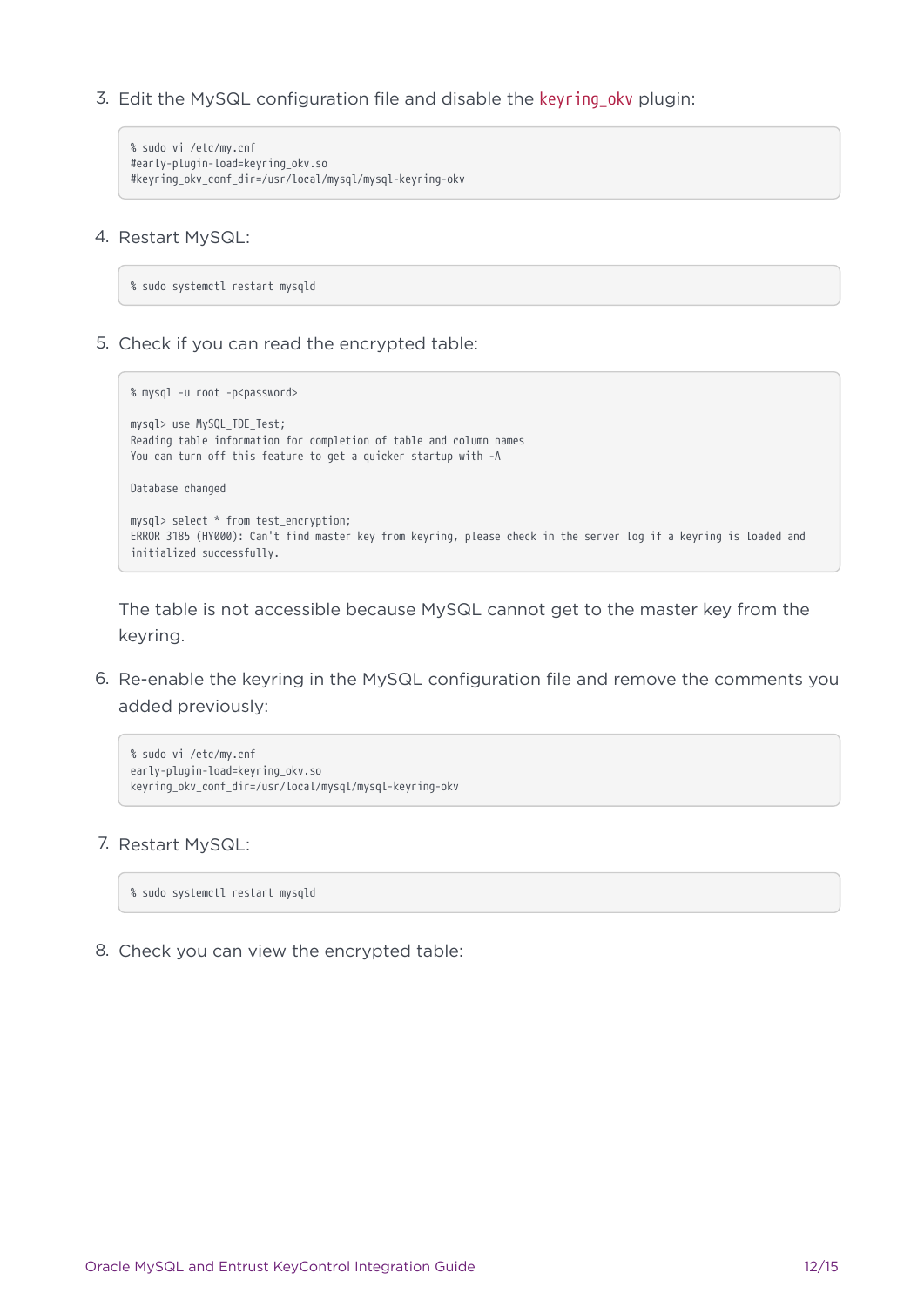3. Edit the MySQL configuration file and disable the `keyring_okv` plugin:

```
% sudo vi /etc/my.cnf
#early-plugin-load=keyring_okv.so
#keyring_okv_conf_dir=/usr/local/mysql/mysql-keyring-okv
```

4. Restart MySQL:

```
% sudo systemctl restart mysqld
```

5. Check if you can read the encrypted table:

```
% mysql -u root -p<password>

mysql> use MySQL_TDE_Test;
Reading table information for completion of table and column names
You can turn off this feature to get a quicker startup with -A

Database changed

mysql> select * from test_encryption;
ERROR 3185 (HY000): Can't find master key from keyring, please check in the server log if a keyring is loaded and
initialized successfully.
```

The table is not accessible because MySQL cannot get to the master key from the keyring.

6. Re-enable the keyring in the MySQL configuration file and remove the comments you added previously:

```
% sudo vi /etc/my.cnf
early-plugin-load=keyring_okv.so
keyring_okv_conf_dir=/usr/local/mysql/mysql-keyring-okv
```

7. Restart MySQL:

```
% sudo systemctl restart mysqld
```

8. Check you can view the encrypted table: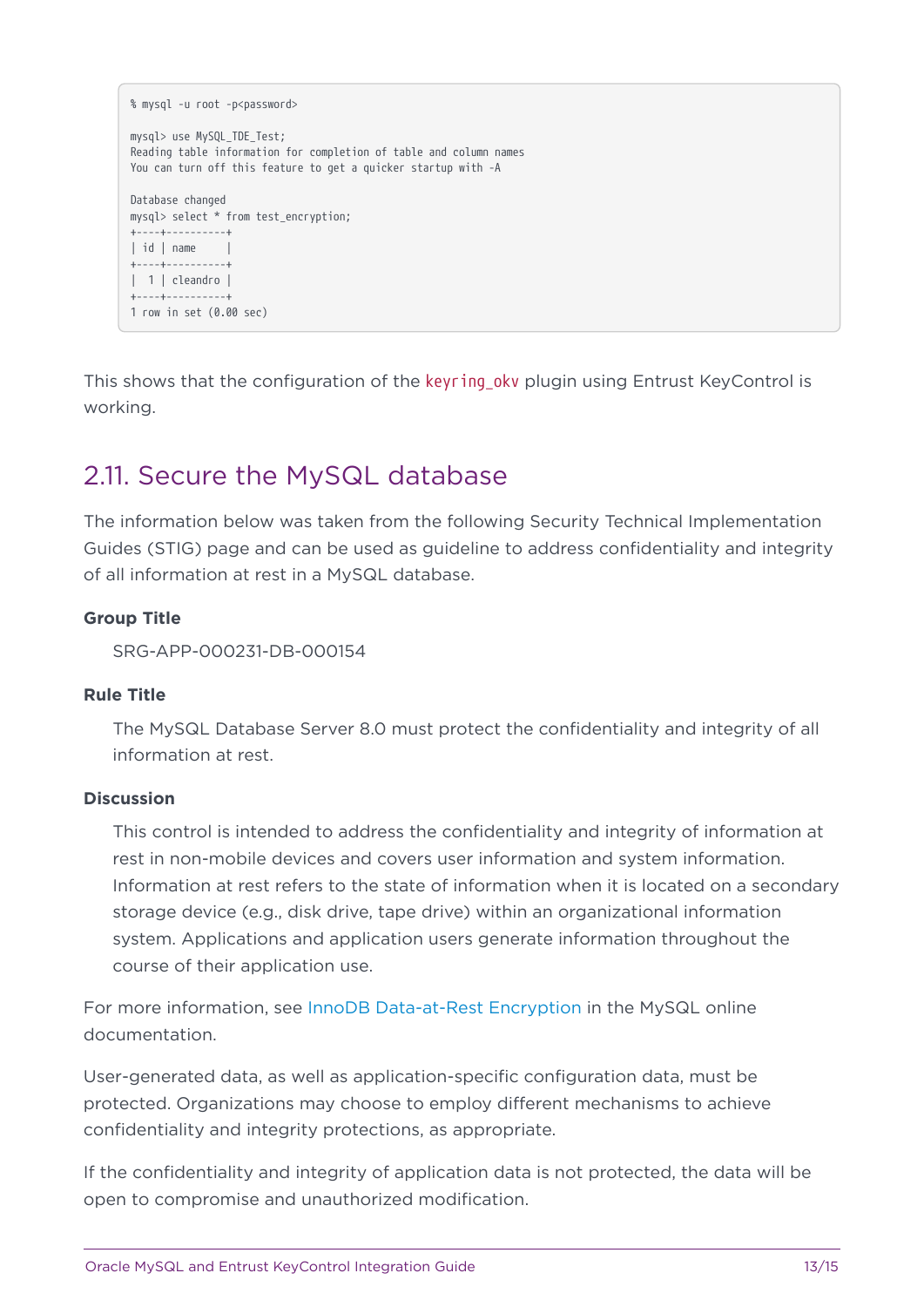```
% mysql -u root -p<password>

mysql> use MySQL_TDE_Test;
Reading table information for completion of table and column names
You can turn off this feature to get a quicker startup with -A

Database changed
mysql> select * from test_encryption;
+----+----------+
| id | name     |
+----+----------+
|  1 | cleandro |
+----+----------+
1 row in set (0.00 sec)
```

This shows that the configuration of the `keyring_okv` plugin using Entrust KeyControl is working.

## 2.11. Secure the MySQL database

The information below was taken from the following Security Technical Implementation Guides (STIG) page and can be used as guideline to address confidentiality and integrity of all information at rest in a MySQL database.

**Group Title**

SRG-APP-000231-DB-000154

**Rule Title**

The MySQL Database Server 8.0 must protect the confidentiality and integrity of all information at rest.

**Discussion**

This control is intended to address the confidentiality and integrity of information at rest in non-mobile devices and covers user information and system information. Information at rest refers to the state of information when it is located on a secondary storage device (e.g., disk drive, tape drive) within an organizational information system. Applications and application users generate information throughout the course of their application use.

For more information, see InnoDB Data-at-Rest Encryption in the MySQL online documentation.

User-generated data, as well as application-specific configuration data, must be protected. Organizations may choose to employ different mechanisms to achieve confidentiality and integrity protections, as appropriate.

If the confidentiality and integrity of application data is not protected, the data will be open to compromise and unauthorized modification.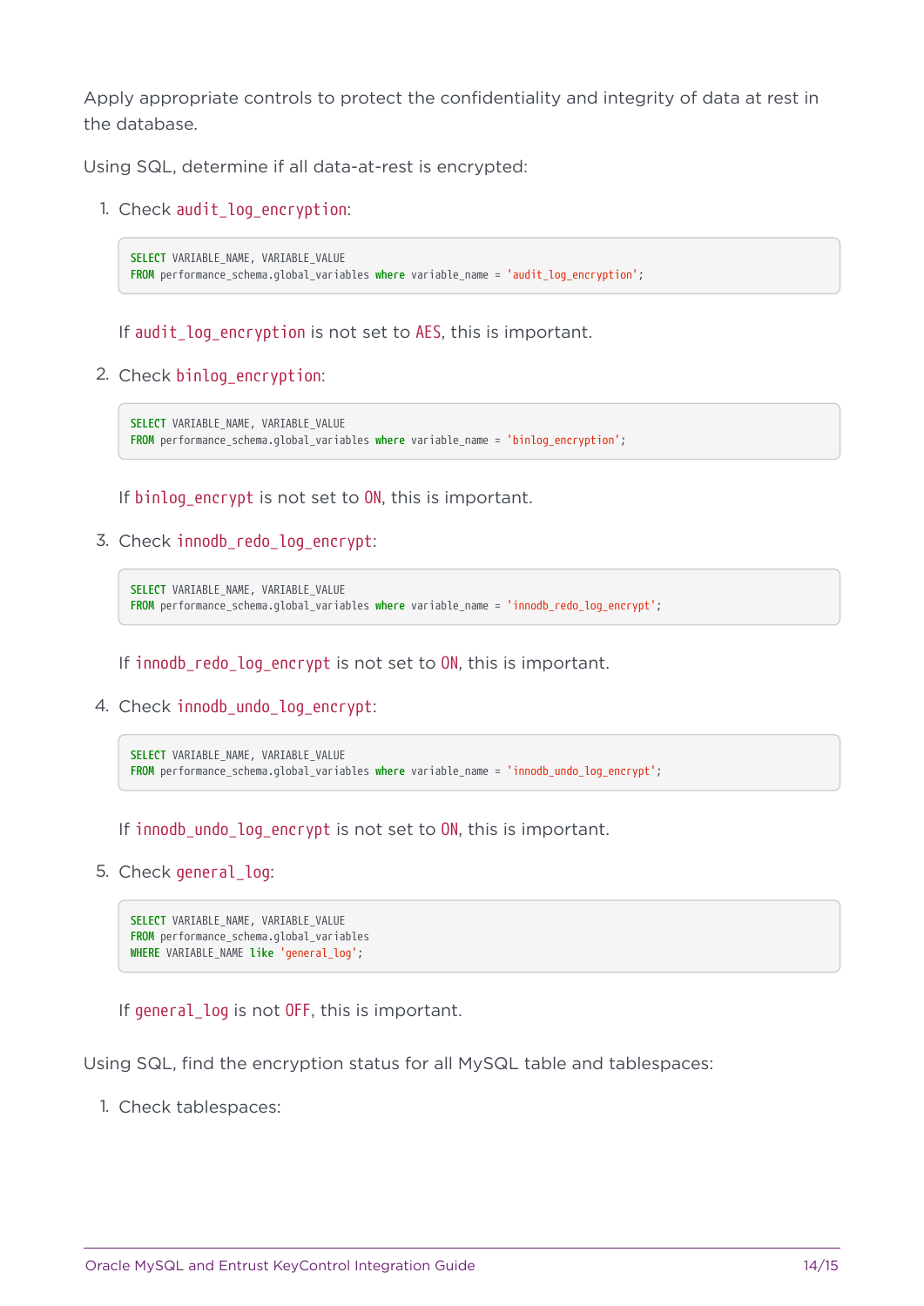Apply appropriate controls to protect the confidentiality and integrity of data at rest in the database.

Using SQL, determine if all data-at-rest is encrypted:

1. Check `audit_log_encryption`:

   ```
   SELECT VARIABLE_NAME, VARIABLE_VALUE
   FROM performance_schema.global_variables where variable_name = 'audit_log_encryption';
   ```

   If `audit_log_encryption` is not set to `AES`, this is important.

2. Check `binlog_encryption`:

   ```
   SELECT VARIABLE_NAME, VARIABLE_VALUE
   FROM performance_schema.global_variables where variable_name = 'binlog_encryption';
   ```

   If `binlog_encrypt` is not set to `ON`, this is important.

3. Check `innodb_redo_log_encrypt`:

   ```
   SELECT VARIABLE_NAME, VARIABLE_VALUE
   FROM performance_schema.global_variables where variable_name = 'innodb_redo_log_encrypt';
   ```

   If `innodb_redo_log_encrypt` is not set to `ON`, this is important.

4. Check `innodb_undo_log_encrypt`:

   ```
   SELECT VARIABLE_NAME, VARIABLE_VALUE
   FROM performance_schema.global_variables where variable_name = 'innodb_undo_log_encrypt';
   ```

   If `innodb_undo_log_encrypt` is not set to `ON`, this is important.

5. Check `general_log`:

   ```
   SELECT VARIABLE_NAME, VARIABLE_VALUE
   FROM performance_schema.global_variables
   WHERE VARIABLE_NAME like 'general_log';
   ```

   If `general_log` is not `OFF`, this is important.

Using SQL, find the encryption status for all MySQL table and tablespaces:

1. Check tablespaces: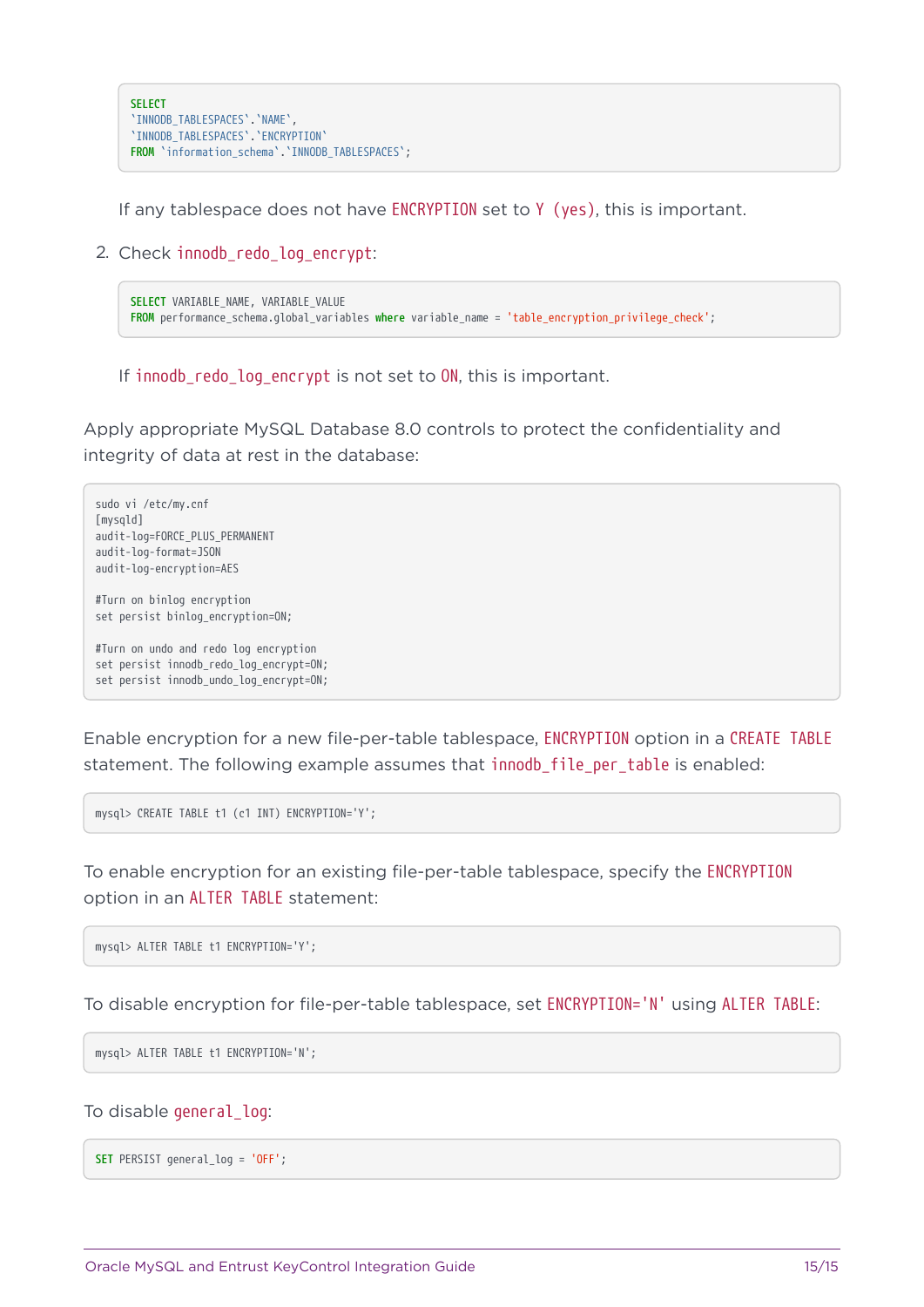```
SELECT
`INNODB_TABLESPACES`.`NAME`,
`INNODB_TABLESPACES`.`ENCRYPTION`
FROM `information_schema`.`INNODB_TABLESPACES`;
```

If any tablespace does not have `ENCRYPTION` set to `Y (yes)`, this is important.

2. Check `innodb_redo_log_encrypt`:

```
SELECT VARIABLE_NAME, VARIABLE_VALUE
FROM performance_schema.global_variables where variable_name = 'table_encryption_privilege_check';
```

If `innodb_redo_log_encrypt` is not set to `ON`, this is important.

Apply appropriate MySQL Database 8.0 controls to protect the confidentiality and integrity of data at rest in the database:

```
sudo vi /etc/my.cnf
[mysqld]
audit-log=FORCE_PLUS_PERMANENT
audit-log-format=JSON
audit-log-encryption=AES

#Turn on binlog encryption
set persist binlog_encryption=ON;

#Turn on undo and redo log encryption
set persist innodb_redo_log_encrypt=ON;
set persist innodb_undo_log_encrypt=ON;
```

Enable encryption for a new file-per-table tablespace, `ENCRYPTION` option in a `CREATE TABLE` statement. The following example assumes that `innodb_file_per_table` is enabled:

```
mysql> CREATE TABLE t1 (c1 INT) ENCRYPTION='Y';
```

To enable encryption for an existing file-per-table tablespace, specify the `ENCRYPTION` option in an `ALTER TABLE` statement:

```
mysql> ALTER TABLE t1 ENCRYPTION='Y';
```

To disable encryption for file-per-table tablespace, set `ENCRYPTION='N'` using `ALTER TABLE`:

```
mysql> ALTER TABLE t1 ENCRYPTION='N';
```

To disable `general_log`:

```
SET PERSIST general_log = 'OFF';
```